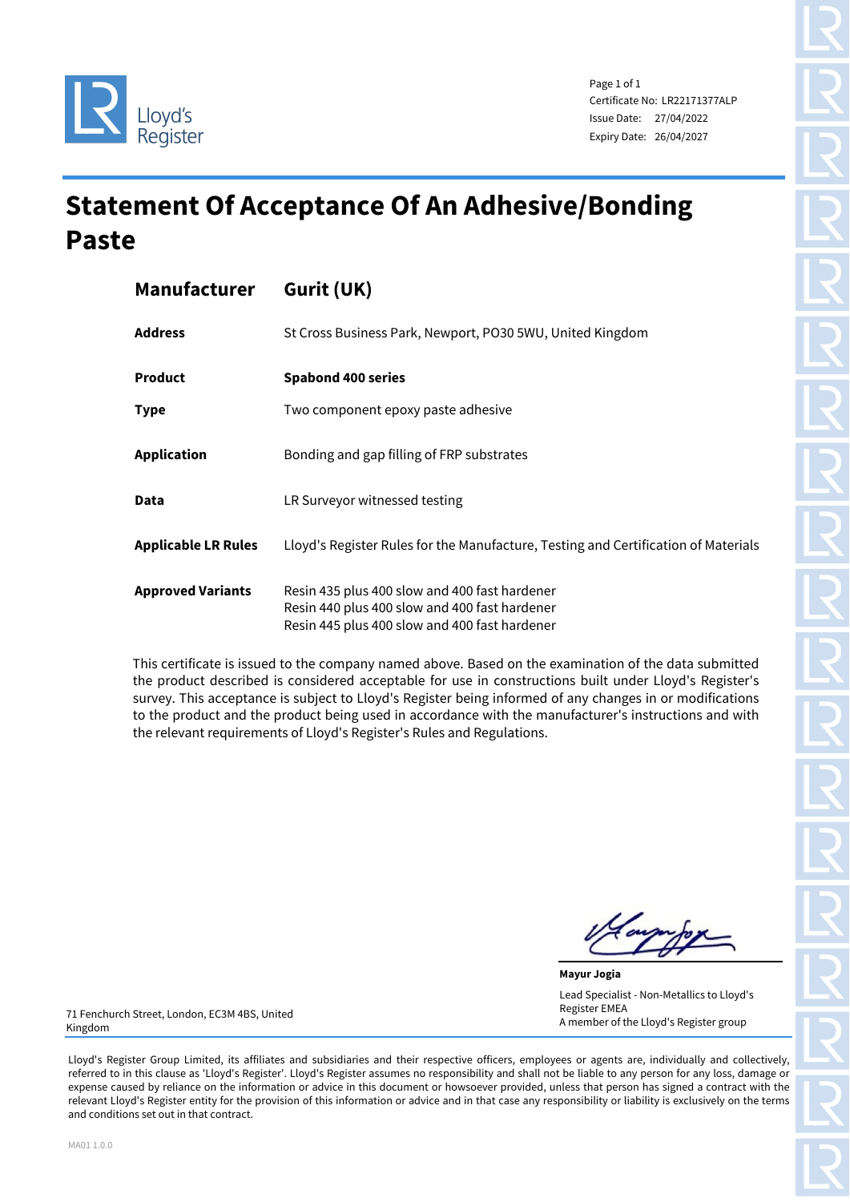Lloyd's Register

Certificate No: LR22171377ALP
Issue Date: 27/04/2022
Expiry Date: 26/04/2027

# Statement Of Acceptance Of An Adhesive/Bonding Paste

| | |
|---|---|
| **Manufacturer** | **Gurit (UK)** |
| **Address** | St Cross Business Park, Newport, PO30 5WU, United Kingdom |
| **Product** | **Spabond 400 series** |
| **Type** | Two component epoxy paste adhesive |
| **Application** | Bonding and gap filling of FRP substrates |
| **Data** | LR Surveyor witnessed testing |
| **Applicable LR Rules** | Lloyd's Register Rules for the Manufacture, Testing and Certification of Materials |
| **Approved Variants** | Resin 435 plus 400 slow and 400 fast hardener<br>Resin 440 plus 400 slow and 400 fast hardener<br>Resin 445 plus 400 slow and 400 fast hardener |

This certificate is issued to the company named above. Based on the examination of the data submitted the product described is considered acceptable for use in constructions built under Lloyd's Register's survey. This acceptance is subject to Lloyd's Register being informed of any changes in or modifications to the product and the product being used in accordance with the manufacturer's instructions and with the relevant requirements of Lloyd's Register's Rules and Regulations.

**Mayur Jogia**

Lead Specialist - Non-Metallics to Lloyd's Register EMEA
A member of the Lloyd's Register group

71 Fenchurch Street, London, EC3M 4BS, United Kingdom

Lloyd's Register Group Limited, its affiliates and subsidiaries and their respective officers, employees or agents are, individually and collectively, referred to in this clause as 'Lloyd's Register'. Lloyd's Register assumes no responsibility and shall not be liable to any person for any loss, damage or expense caused by reliance on the information or advice in this document or howsoever provided, unless that person has signed a contract with the relevant Lloyd's Register entity for the provision of this information or advice and in that case any responsibility or liability is exclusively on the terms and conditions set out in that contract.

MA01 1.0.0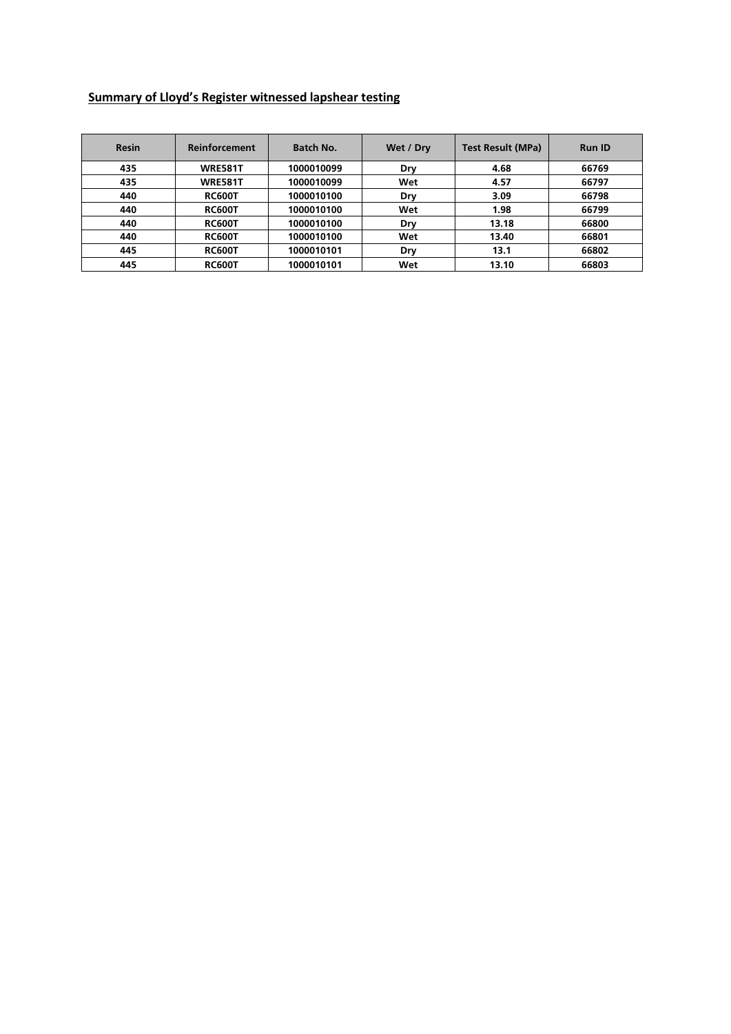## **Summary of Lloyd's Register witnessed lapshear testing**

| Resin | Reinforcement | Batch No. | Wet / Dry | Test Result (MPa) | Run ID |
|---|---|---|---|---|---|
| 435 | WRE581T | 1000010099 | Dry | 4.68 | 66769 |
| 435 | WRE581T | 1000010099 | Wet | 4.57 | 66797 |
| 440 | RC600T | 1000010100 | Dry | 3.09 | 66798 |
| 440 | RC600T | 1000010100 | Wet | 1.98 | 66799 |
| 440 | RC600T | 1000010100 | Dry | 13.18 | 66800 |
| 440 | RC600T | 1000010100 | Wet | 13.40 | 66801 |
| 445 | RC600T | 1000010101 | Dry | 13.1 | 66802 |
| 445 | RC600T | 1000010101 | Wet | 13.10 | 66803 |